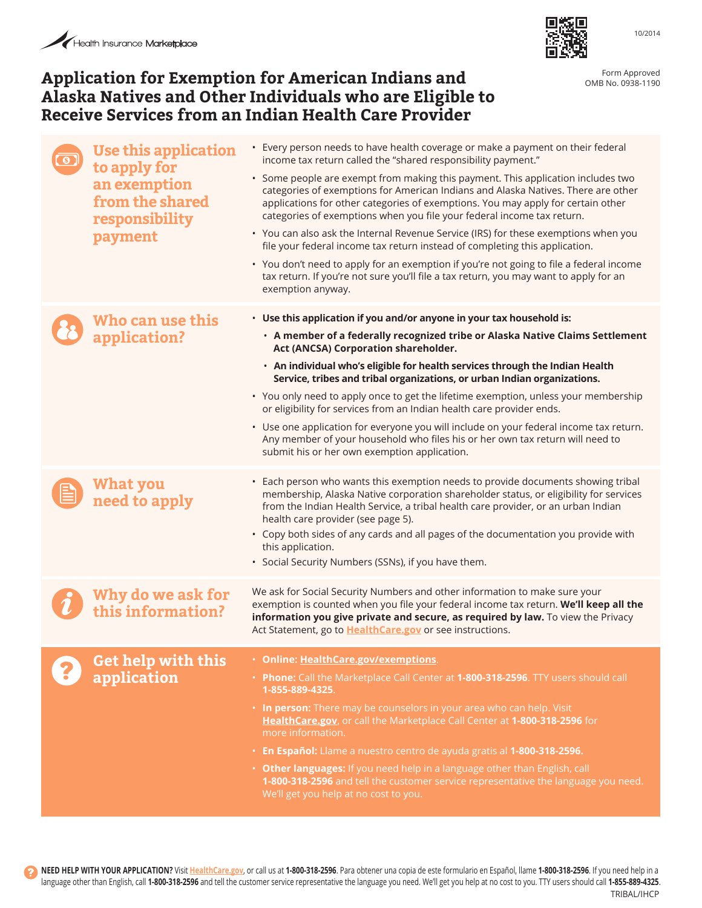Health Insurance Marketplace

10/2014

Form Approved
OMB No. 0938-1190

# Application for Exemption for American Indians and Alaska Natives and Other Individuals who are Eligible to Receive Services from an Indian Health Care Provider

## Use this application to apply for an exemption from the shared responsibility payment

- Every person needs to have health coverage or make a payment on their federal income tax return called the "shared responsibility payment."
- Some people are exempt from making this payment. This application includes two categories of exemptions for American Indians and Alaska Natives. There are other applications for other categories of exemptions. You may apply for certain other categories of exemptions when you file your federal income tax return.
- You can also ask the Internal Revenue Service (IRS) for these exemptions when you file your federal income tax return instead of completing this application.
- You don't need to apply for an exemption if you're not going to file a federal income tax return. If you're not sure you'll file a tax return, you may want to apply for an exemption anyway.

## Who can use this application?

- **Use this application if you and/or anyone in your tax household is:**
  - **A member of a federally recognized tribe or Alaska Native Claims Settlement Act (ANCSA) Corporation shareholder.**
  - **An individual who's eligible for health services through the Indian Health Service, tribes and tribal organizations, or urban Indian organizations.**
- You only need to apply once to get the lifetime exemption, unless your membership or eligibility for services from an Indian health care provider ends.
- Use one application for everyone you will include on your federal income tax return. Any member of your household who files his or her own tax return will need to submit his or her own exemption application.

## What you need to apply

- Each person who wants this exemption needs to provide documents showing tribal membership, Alaska Native corporation shareholder status, or eligibility for services from the Indian Health Service, a tribal health care provider, or an urban Indian health care provider (see page 5).
- Copy both sides of any cards and all pages of the documentation you provide with this application.
- Social Security Numbers (SSNs), if you have them.

## Why do we ask for this information?

We ask for Social Security Numbers and other information to make sure your exemption is counted when you file your federal income tax return. **We'll keep all the information you give private and secure, as required by law.** To view the Privacy Act Statement, go to HealthCare.gov or see instructions.

## Get help with this application

- **Online:** HealthCare.gov/exemptions.
- **Phone:** Call the Marketplace Call Center at **1-800-318-2596**. TTY users should call **1-855-889-4325**.
- **In person:** There may be counselors in your area who can help. Visit **HealthCare.gov**, or call the Marketplace Call Center at **1-800-318-2596** for more information.
- **En Español:** Llame a nuestro centro de ayuda gratis al **1-800-318-2596**.
- **Other languages:** If you need help in a language other than English, call **1-800-318-2596** and tell the customer service representative the language you need. We'll get you help at no cost to you.

**NEED HELP WITH YOUR APPLICATION?** Visit HealthCare.gov, or call us at **1-800-318-2596**. Para obtener una copia de este formulario en Español, llame **1-800-318-2596**. If you need help in a language other than English, call **1-800-318-2596** and tell the customer service representative the language you need. We'll get you help at no cost to you. TTY users should call **1-855-889-4325**.

TRIBAL/IHCP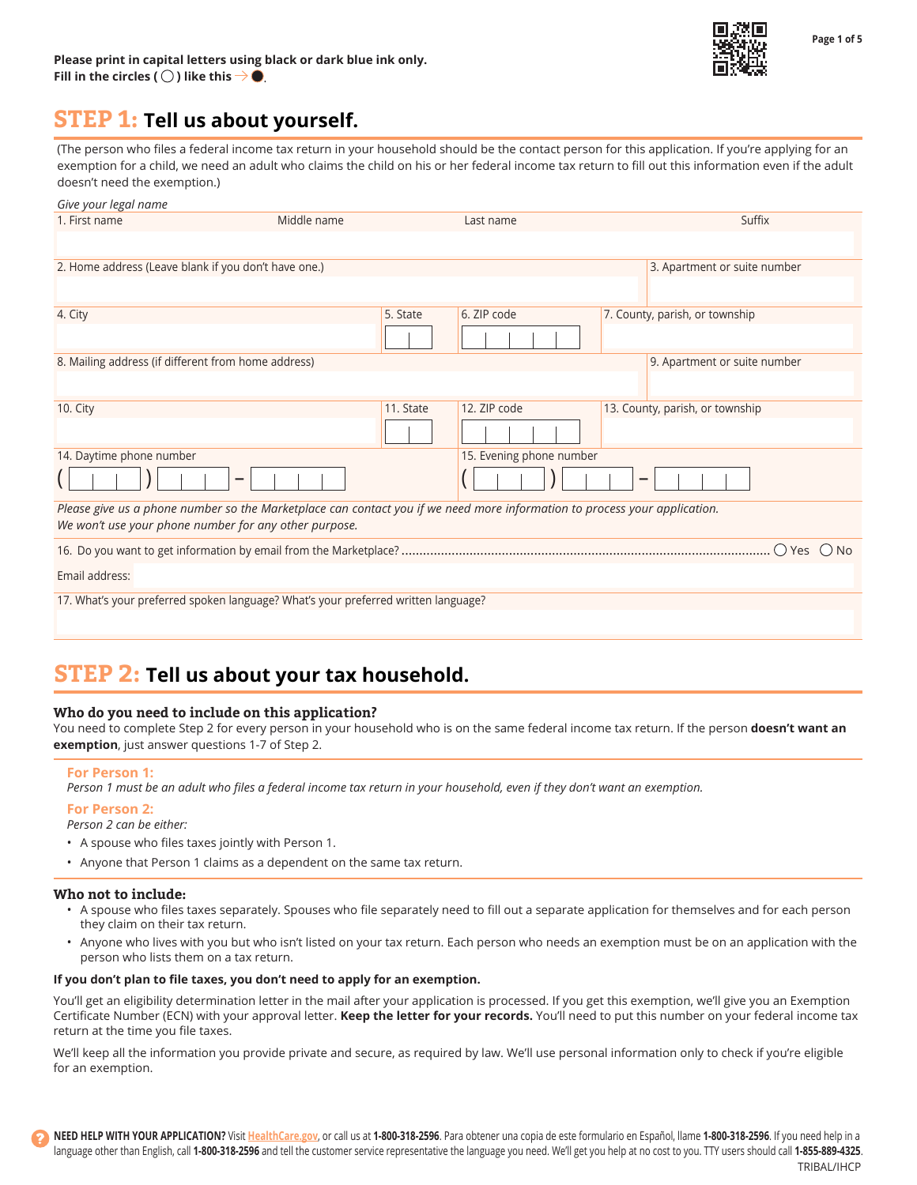Please print in capital letters using black or dark blue ink only.
Fill in the circles ( ◯ ) like this → ●.

## STEP 1: Tell us about yourself.

(The person who files a federal income tax return in your household should be the contact person for this application. If you're applying for an exemption for a child, we need an adult who claims the child on his or her federal income tax return to fill out this information even if the adult doesn't need the exemption.)

*Give your legal name*

| 1. First name | Middle name | Last name | Suffix |
|---|---|---|---|
| | | | |

| 2. Home address (Leave blank if you don't have one.) | 3. Apartment or suite number |
|---|---|
| | |

| 4. City | 5. State | 6. ZIP code | 7. County, parish, or township |
|---|---|---|---|
| | | | |

| 8. Mailing address (if different from home address) | 9. Apartment or suite number |
|---|---|
| | |

| 10. City | 11. State | 12. ZIP code | 13. County, parish, or township |
|---|---|---|---|
| | | | |

| 14. Daytime phone number | 15. Evening phone number |
|---|---|
| ( ) – | ( ) – |

*Please give us a phone number so the Marketplace can contact you if we need more information to process your application. We won't use your phone number for any other purpose.*

16. Do you want to get information by email from the Marketplace? ◯ Yes ◯ No

Email address:

17. What's your preferred spoken language? What's your preferred written language?

## STEP 2: Tell us about your tax household.

### Who do you need to include on this application?

You need to complete Step 2 for every person in your household who is on the same federal income tax return. If the person **doesn't want an exemption**, just answer questions 1-7 of Step 2.

**For Person 1:**
*Person 1 must be an adult who files a federal income tax return in your household, even if they don't want an exemption.*

**For Person 2:**
*Person 2 can be either:*

- A spouse who files taxes jointly with Person 1.
- Anyone that Person 1 claims as a dependent on the same tax return.

### Who not to include:

- A spouse who files taxes separately. Spouses who file separately need to fill out a separate application for themselves and for each person they claim on their tax return.
- Anyone who lives with you but who isn't listed on your tax return. Each person who needs an exemption must be on an application with the person who lists them on a tax return.

**If you don't plan to file taxes, you don't need to apply for an exemption.**

You'll get an eligibility determination letter in the mail after your application is processed. If you get this exemption, we'll give you an Exemption Certificate Number (ECN) with your approval letter. **Keep the letter for your records.** You'll need to put this number on your federal income tax return at the time you file taxes.

We'll keep all the information you provide private and secure, as required by law. We'll use personal information only to check if you're eligible for an exemption.

**NEED HELP WITH YOUR APPLICATION?** Visit HealthCare.gov, or call us at **1-800-318-2596**. Para obtener una copia de este formulario en Español, llame **1-800-318-2596**. If you need help in a language other than English, call **1-800-318-2596** and tell the customer service representative the language you need. We'll get you help at no cost to you. TTY users should call **1-855-889-4325**.

TRIBAL/IHCP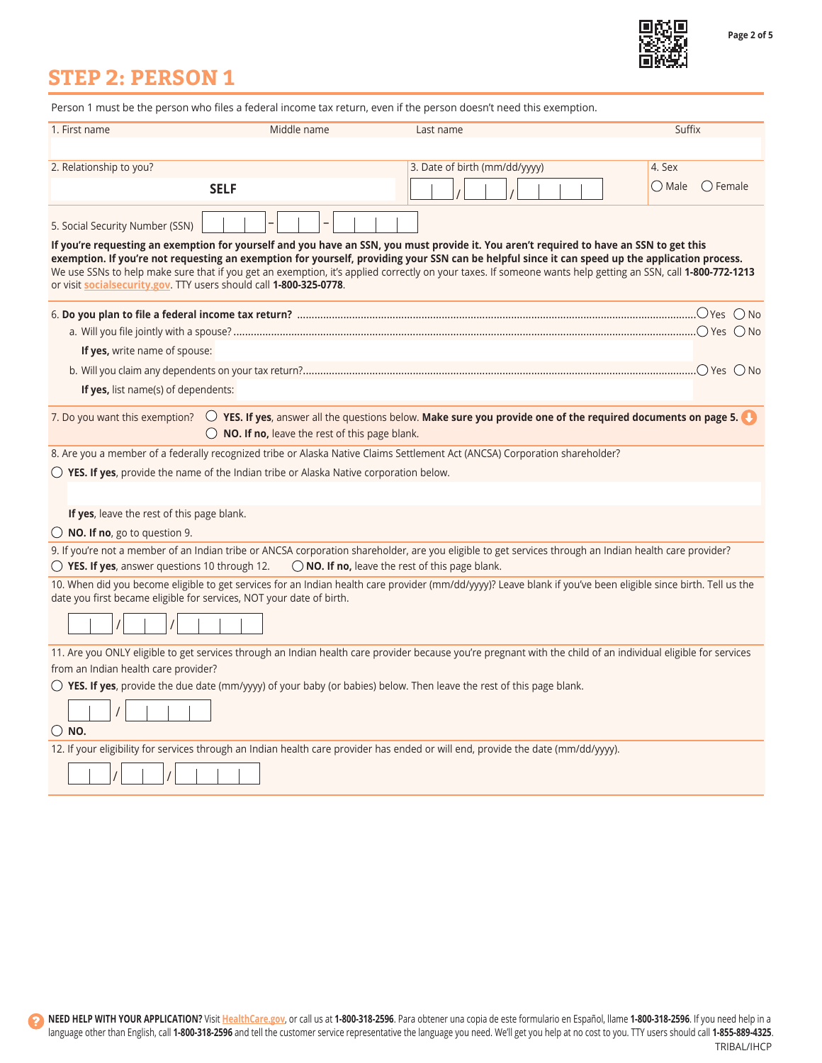# STEP 2: PERSON 1

Person 1 must be the person who files a federal income tax return, even if the person doesn't need this exemption.

| 1. First name | Middle name | Last name | Suffix |
|---|---|---|---|
| | | | |

| 2. Relationship to you? | 3. Date of birth (mm/dd/yyyy) | 4. Sex |
|---|---|---|
| SELF | ___ / ___ / ______ | ◯ Male ◯ Female |

5. Social Security Number (SSN) ___ – ___ – ____

**If you're requesting an exemption for yourself and you have an SSN, you must provide it. You aren't required to have an SSN to get this exemption. If you're not requesting an exemption for yourself, providing your SSN can be helpful since it can speed up the application process.** We use SSNs to help make sure that if you get an exemption, it's applied correctly on your taxes. If someone wants help getting an SSN, call **1-800-772-1213** or visit socialsecurity.gov. TTY users should call **1-800-325-0778**.

6. **Do you plan to file a federal income tax return?** ◯ Yes ◯ No

a. Will you file jointly with a spouse? ◯ Yes ◯ No

**If yes,** write name of spouse:

b. Will you claim any dependents on your tax return? ◯ Yes ◯ No

**If yes,** list name(s) of dependents:

7. Do you want this exemption?
◯ **YES. If yes**, answer all the questions below. **Make sure you provide one of the required documents on page 5.**
◯ **NO. If no,** leave the rest of this page blank.

8. Are you a member of a federally recognized tribe or Alaska Native Claims Settlement Act (ANCSA) Corporation shareholder?

◯ **YES. If yes**, provide the name of the Indian tribe or Alaska Native corporation below.

**If yes**, leave the rest of this page blank.

◯ **NO. If no**, go to question 9.

9. If you're not a member of an Indian tribe or ANCSA corporation shareholder, are you eligible to get services through an Indian health care provider?
◯ **YES. If yes**, answer questions 10 through 12. ◯ **NO. If no,** leave the rest of this page blank.

10. When did you become eligible to get services for an Indian health care provider (mm/dd/yyyy)? Leave blank if you've been eligible since birth. Tell us the date you first became eligible for services, NOT your date of birth.

___ / ___ / ______

11. Are you ONLY eligible to get services through an Indian health care provider because you're pregnant with the child of an individual eligible for services from an Indian health care provider?

◯ **YES. If yes**, provide the due date (mm/yyyy) of your baby (or babies) below. Then leave the rest of this page blank.

___ / ______

◯ **NO.**

12. If your eligibility for services through an Indian health care provider has ended or will end, provide the date (mm/dd/yyyy).

___ / ___ / ______

**NEED HELP WITH YOUR APPLICATION?** Visit HealthCare.gov, or call us at **1-800-318-2596**. Para obtener una copia de este formulario en Español, llame **1-800-318-2596**. If you need help in a language other than English, call **1-800-318-2596** and tell the customer service representative the language you need. We'll get you help at no cost to you. TTY users should call **1-855-889-4325**.

TRIBAL/IHCP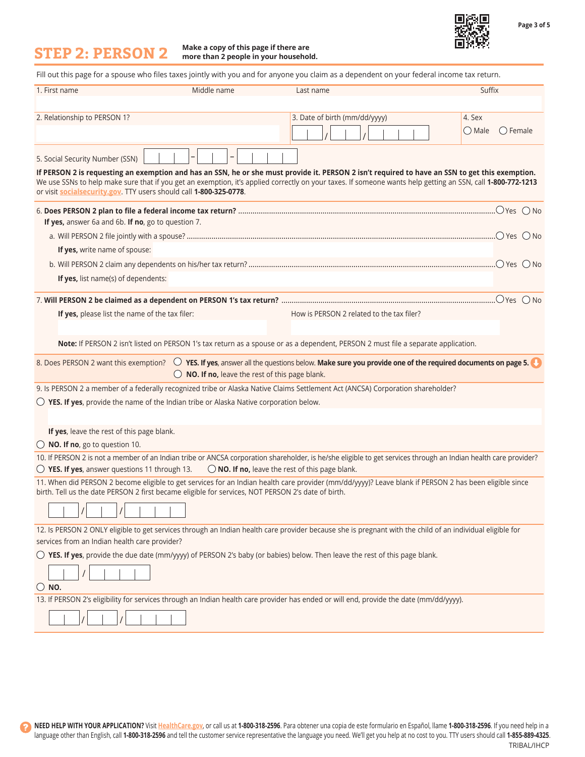# STEP 2: PERSON 2

**Make a copy of this page if there are more than 2 people in your household.**

Fill out this page for a spouse who files taxes jointly with you and for anyone you claim as a dependent on your federal income tax return.

| 1. First name | Middle name | Last name | Suffix |
|---|---|---|---|
| | | | |

| 2. Relationship to PERSON 1? | 3. Date of birth (mm/dd/yyyy) | 4. Sex |
|---|---|---|
| | / / | ◯ Male ◯ Female |

5. Social Security Number (SSN) – –

**If PERSON 2 is requesting an exemption and has an SSN, he or she must provide it. PERSON 2 isn't required to have an SSN to get this exemption.** We use SSNs to help make sure that if you get an exemption, it's applied correctly on your taxes. If someone wants help getting an SSN, call **1-800-772-1213** or visit socialsecurity.gov. TTY users should call **1-800-325-0778**.

6. **Does PERSON 2 plan to file a federal income tax return?** ◯ Yes ◯ No
   **If yes,** answer 6a and 6b. **If no**, go to question 7.
   a. Will PERSON 2 file jointly with a spouse? ◯ Yes ◯ No
      **If yes,** write name of spouse:
   b. Will PERSON 2 claim any dependents on his/her tax return? ◯ Yes ◯ No
      **If yes,** list name(s) of dependents:

7. **Will PERSON 2 be claimed as a dependent on PERSON 1's tax return?** ◯ Yes ◯ No
   **If yes,** please list the name of the tax filer: How is PERSON 2 related to the tax filer?

   **Note:** If PERSON 2 isn't listed on PERSON 1's tax return as a spouse or as a dependent, PERSON 2 must file a separate application.

8. Does PERSON 2 want this exemption? ◯ **YES. If yes**, answer all the questions below. **Make sure you provide one of the required documents on page 5.**
   ◯ **NO. If no,** leave the rest of this page blank.

9. Is PERSON 2 a member of a federally recognized tribe or Alaska Native Claims Settlement Act (ANCSA) Corporation shareholder?
   ◯ **YES. If yes**, provide the name of the Indian tribe or Alaska Native corporation below.

   **If yes**, leave the rest of this page blank.
   ◯ **NO. If no**, go to question 10.

10. If PERSON 2 is not a member of an Indian tribe or ANCSA corporation shareholder, is he/she eligible to get services through an Indian health care provider?
    ◯ **YES. If yes**, answer questions 11 through 13. ◯ **NO. If no,** leave the rest of this page blank.

11. When did PERSON 2 become eligible to get services for an Indian health care provider (mm/dd/yyyy)? Leave blank if PERSON 2 has been eligible since birth. Tell us the date PERSON 2 first became eligible for services, NOT PERSON 2's date of birth.
    / /

12. Is PERSON 2 ONLY eligible to get services through an Indian health care provider because she is pregnant with the child of an individual eligible for services from an Indian health care provider?
    ◯ **YES. If yes**, provide the due date (mm/yyyy) of PERSON 2's baby (or babies) below. Then leave the rest of this page blank.
    /
    ◯ **NO.**

13. If PERSON 2's eligibility for services through an Indian health care provider has ended or will end, provide the date (mm/dd/yyyy).
    / /

**NEED HELP WITH YOUR APPLICATION?** Visit HealthCare.gov, or call us at **1-800-318-2596**. Para obtener una copia de este formulario en Español, llame **1-800-318-2596**. If you need help in a language other than English, call **1-800-318-2596** and tell the customer service representative the language you need. We'll get you help at no cost to you. TTY users should call **1-855-889-4325**.

TRIBAL/IHCP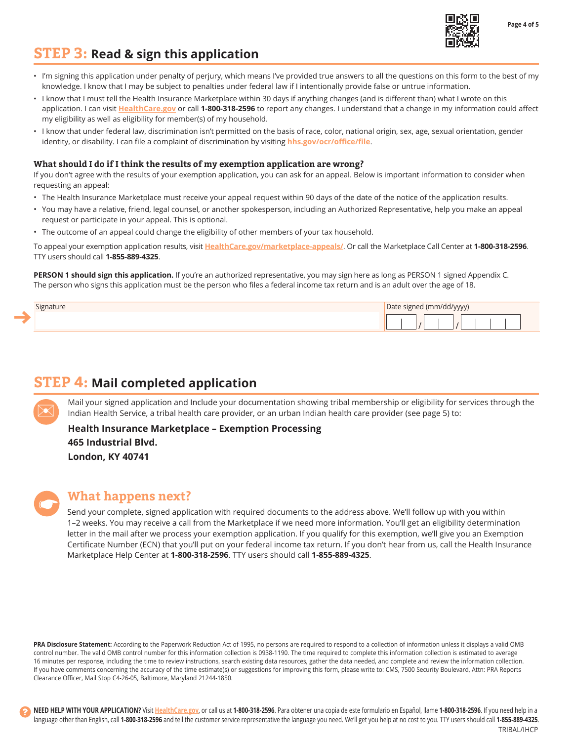## STEP 3: Read & sign this application

- I'm signing this application under penalty of perjury, which means I've provided true answers to all the questions on this form to the best of my knowledge. I know that I may be subject to penalties under federal law if I intentionally provide false or untrue information.
- I know that I must tell the Health Insurance Marketplace within 30 days if anything changes (and is different than) what I wrote on this application. I can visit HealthCare.gov or call **1-800-318-2596** to report any changes. I understand that a change in my information could affect my eligibility as well as eligibility for member(s) of my household.
- I know that under federal law, discrimination isn't permitted on the basis of race, color, national origin, sex, age, sexual orientation, gender identity, or disability. I can file a complaint of discrimination by visiting hhs.gov/ocr/office/file.

### What should I do if I think the results of my exemption application are wrong?

If you don't agree with the results of your exemption application, you can ask for an appeal. Below is important information to consider when requesting an appeal:

- The Health Insurance Marketplace must receive your appeal request within 90 days of the date of the notice of the application results.
- You may have a relative, friend, legal counsel, or another spokesperson, including an Authorized Representative, help you make an appeal request or participate in your appeal. This is optional.
- The outcome of an appeal could change the eligibility of other members of your tax household.

To appeal your exemption application results, visit HealthCare.gov/marketplace-appeals/. Or call the Marketplace Call Center at **1-800-318-2596**. TTY users should call **1-855-889-4325**.

**PERSON 1 should sign this application.** If you're an authorized representative, you may sign here as long as PERSON 1 signed Appendix C. The person who signs this application must be the person who files a federal income tax return and is an adult over the age of 18.

| Signature | Date signed (mm/dd/yyyy) |
|---|---|
| | ___ / ___ / _____ |

## STEP 4: Mail completed application

Mail your signed application and Include your documentation showing tribal membership or eligibility for services through the Indian Health Service, a tribal health care provider, or an urban Indian health care provider (see page 5) to:

**Health Insurance Marketplace – Exemption Processing**
**465 Industrial Blvd.**
**London, KY 40741**

### What happens next?

Send your complete, signed application with required documents to the address above. We'll follow up with you within 1–2 weeks. You may receive a call from the Marketplace if we need more information. You'll get an eligibility determination letter in the mail after we process your exemption application. If you qualify for this exemption, we'll give you an Exemption Certificate Number (ECN) that you'll put on your federal income tax return. If you don't hear from us, call the Health Insurance Marketplace Help Center at **1-800-318-2596**. TTY users should call **1-855-889-4325**.

**PRA Disclosure Statement:** According to the Paperwork Reduction Act of 1995, no persons are required to respond to a collection of information unless it displays a valid OMB control number. The valid OMB control number for this information collection is 0938-1190. The time required to complete this information collection is estimated to average 16 minutes per response, including the time to review instructions, search existing data resources, gather the data needed, and complete and review the information collection. If you have comments concerning the accuracy of the time estimate(s) or suggestions for improving this form, please write to: CMS, 7500 Security Boulevard, Attn: PRA Reports Clearance Officer, Mail Stop C4-26-05, Baltimore, Maryland 21244-1850.

**NEED HELP WITH YOUR APPLICATION?** Visit HealthCare.gov, or call us at **1-800-318-2596**. Para obtener una copia de este formulario en Español, llame **1-800-318-2596**. If you need help in a language other than English, call **1-800-318-2596** and tell the customer service representative the language you need. We'll get you help at no cost to you. TTY users should call **1-855-889-4325**.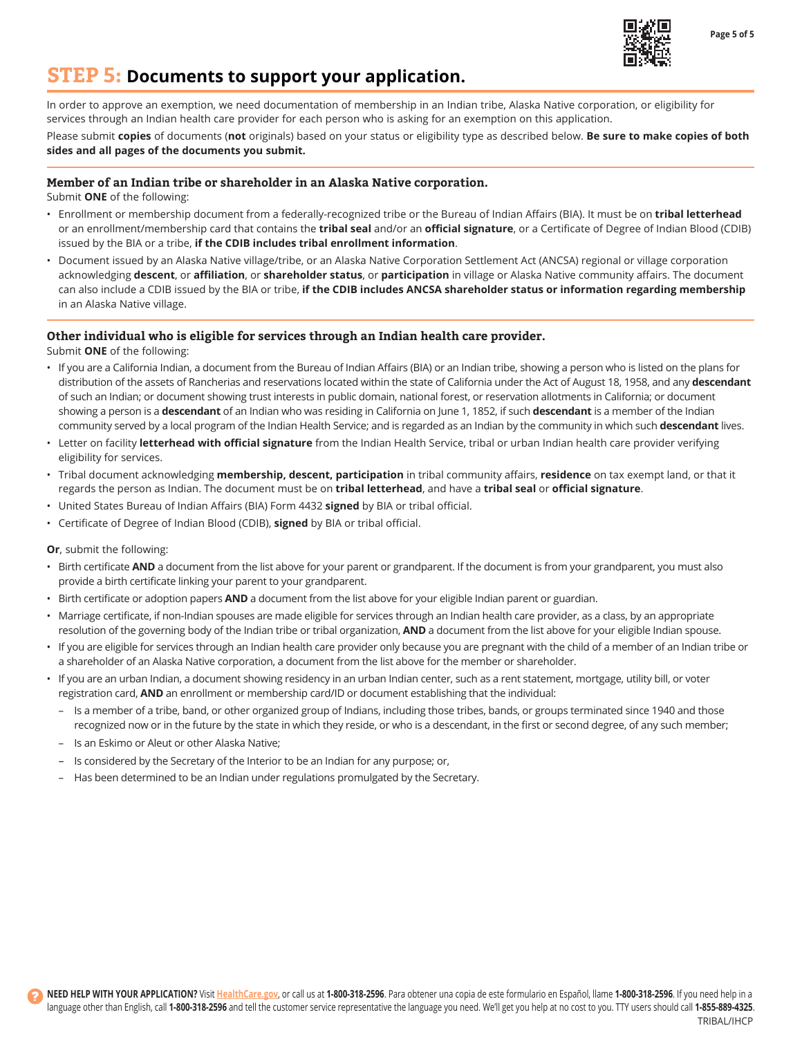## STEP 5: Documents to support your application.

In order to approve an exemption, we need documentation of membership in an Indian tribe, Alaska Native corporation, or eligibility for services through an Indian health care provider for each person who is asking for an exemption on this application.

Please submit **copies** of documents (**not** originals) based on your status or eligibility type as described below. **Be sure to make copies of both sides and all pages of the documents you submit.**

### Member of an Indian tribe or shareholder in an Alaska Native corporation.

Submit **ONE** of the following:

- Enrollment or membership document from a federally-recognized tribe or the Bureau of Indian Affairs (BIA). It must be on **tribal letterhead** or an enrollment/membership card that contains the **tribal seal** and/or an **official signature**, or a Certificate of Degree of Indian Blood (CDIB) issued by the BIA or a tribe, **if the CDIB includes tribal enrollment information**.
- Document issued by an Alaska Native village/tribe, or an Alaska Native Corporation Settlement Act (ANCSA) regional or village corporation acknowledging **descent**, or **affiliation**, or **shareholder status**, or **participation** in village or Alaska Native community affairs. The document can also include a CDIB issued by the BIA or tribe, **if the CDIB includes ANCSA shareholder status or information regarding membership** in an Alaska Native village.

### Other individual who is eligible for services through an Indian health care provider.

Submit **ONE** of the following:

- If you are a California Indian, a document from the Bureau of Indian Affairs (BIA) or an Indian tribe, showing a person who is listed on the plans for distribution of the assets of Rancherias and reservations located within the state of California under the Act of August 18, 1958, and any **descendant** of such an Indian; or document showing trust interests in public domain, national forest, or reservation allotments in California; or document showing a person is a **descendant** of an Indian who was residing in California on June 1, 1852, if such **descendant** is a member of the Indian community served by a local program of the Indian Health Service; and is regarded as an Indian by the community in which such **descendant** lives.
- Letter on facility **letterhead with official signature** from the Indian Health Service, tribal or urban Indian health care provider verifying eligibility for services.
- Tribal document acknowledging **membership, descent, participation** in tribal community affairs, **residence** on tax exempt land, or that it regards the person as Indian. The document must be on **tribal letterhead**, and have a **tribal seal** or **official signature**.
- United States Bureau of Indian Affairs (BIA) Form 4432 **signed** by BIA or tribal official.
- Certificate of Degree of Indian Blood (CDIB), **signed** by BIA or tribal official.

**Or**, submit the following:

- Birth certificate **AND** a document from the list above for your parent or grandparent. If the document is from your grandparent, you must also provide a birth certificate linking your parent to your grandparent.
- Birth certificate or adoption papers **AND** a document from the list above for your eligible Indian parent or guardian.
- Marriage certificate, if non-Indian spouses are made eligible for services through an Indian health care provider, as a class, by an appropriate resolution of the governing body of the Indian tribe or tribal organization, **AND** a document from the list above for your eligible Indian spouse.
- If you are eligible for services through an Indian health care provider only because you are pregnant with the child of a member of an Indian tribe or a shareholder of an Alaska Native corporation, a document from the list above for the member or shareholder.
- If you are an urban Indian, a document showing residency in an urban Indian center, such as a rent statement, mortgage, utility bill, or voter registration card, **AND** an enrollment or membership card/ID or document establishing that the individual:
  - Is a member of a tribe, band, or other organized group of Indians, including those tribes, bands, or groups terminated since 1940 and those recognized now or in the future by the state in which they reside, or who is a descendant, in the first or second degree, of any such member;
  - Is an Eskimo or Aleut or other Alaska Native;
  - Is considered by the Secretary of the Interior to be an Indian for any purpose; or,
  - Has been determined to be an Indian under regulations promulgated by the Secretary.

**NEED HELP WITH YOUR APPLICATION?** Visit HealthCare.gov, or call us at **1-800-318-2596**. Para obtener una copia de este formulario en Español, llame **1-800-318-2596**. If you need help in a language other than English, call **1-800-318-2596** and tell the customer service representative the language you need. We'll get you help at no cost to you. TTY users should call **1-855-889-4325**.

TRIBAL/IHCP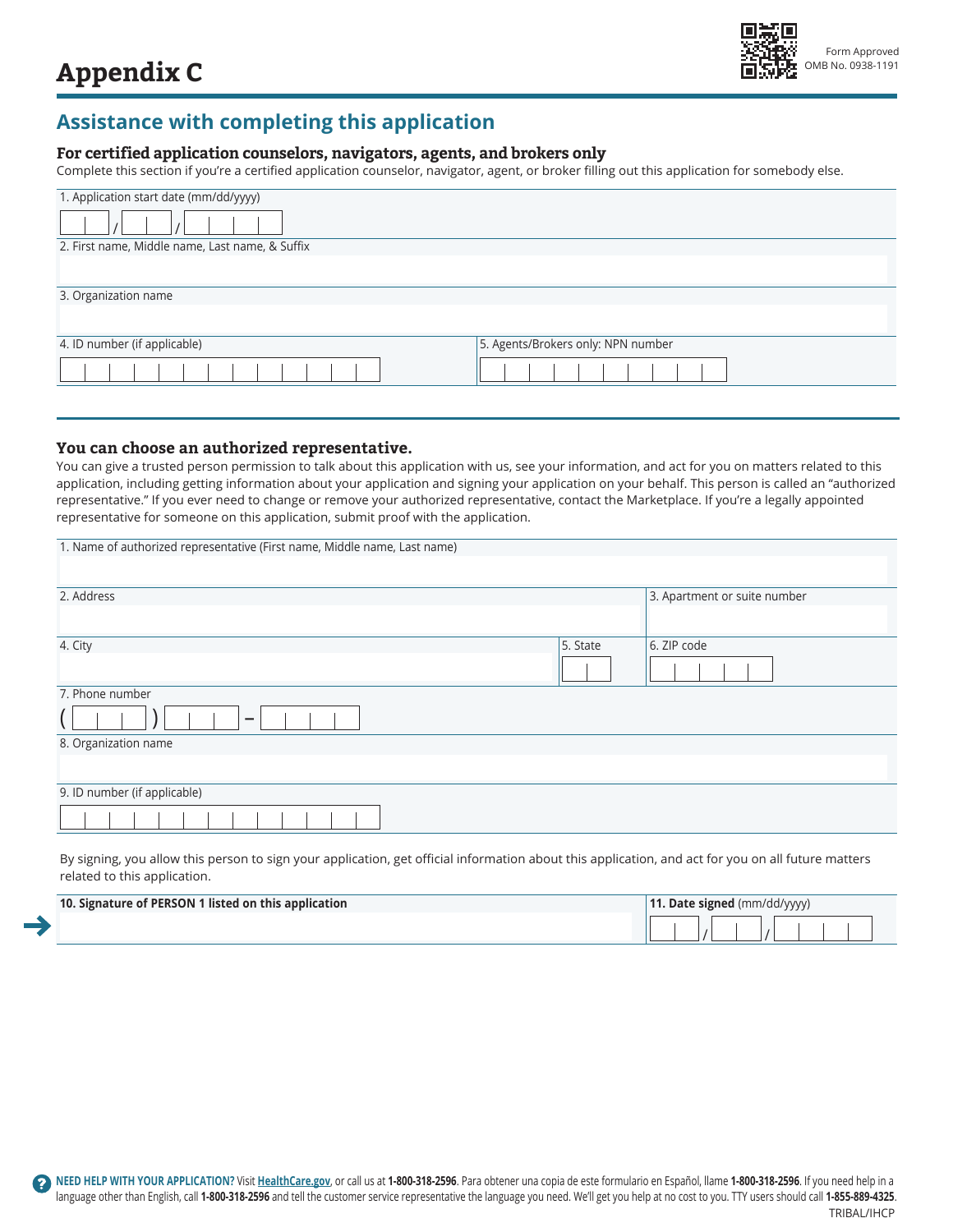# Appendix C

Form Approved
OMB No. 0938-1191

## Assistance with completing this application

### For certified application counselors, navigators, agents, and brokers only

Complete this section if you're a certified application counselor, navigator, agent, or broker filling out this application for somebody else.

1. Application start date (mm/dd/yyyy)

   ___ / ___ / ______

2. First name, Middle name, Last name, & Suffix

3. Organization name

4. ID number (if applicable)

5. Agents/Brokers only: NPN number

---

### You can choose an authorized representative.

You can give a trusted person permission to talk about this application with us, see your information, and act for you on matters related to this application, including getting information about your application and signing your application on your behalf. This person is called an "authorized representative." If you ever need to change or remove your authorized representative, contact the Marketplace. If you're a legally appointed representative for someone on this application, submit proof with the application.

1. Name of authorized representative (First name, Middle name, Last name)

2. Address

3. Apartment or suite number

4. City

5. State

6. ZIP code

7. Phone number

   ( ___ ) ___ – ____

8. Organization name

9. ID number (if applicable)

By signing, you allow this person to sign your application, get official information about this application, and act for you on all future matters related to this application.

**10. Signature of PERSON 1 listed on this application**

→

**11. Date signed** (mm/dd/yyyy)

___ / ___ / ______

**NEED HELP WITH YOUR APPLICATION?** Visit **HealthCare.gov**, or call us at **1-800-318-2596**. Para obtener una copia de este formulario en Español, llame **1-800-318-2596**. If you need help in a language other than English, call **1-800-318-2596** and tell the customer service representative the language you need. We'll get you help at no cost to you. TTY users should call **1-855-889-4325**.

TRIBAL/IHCP